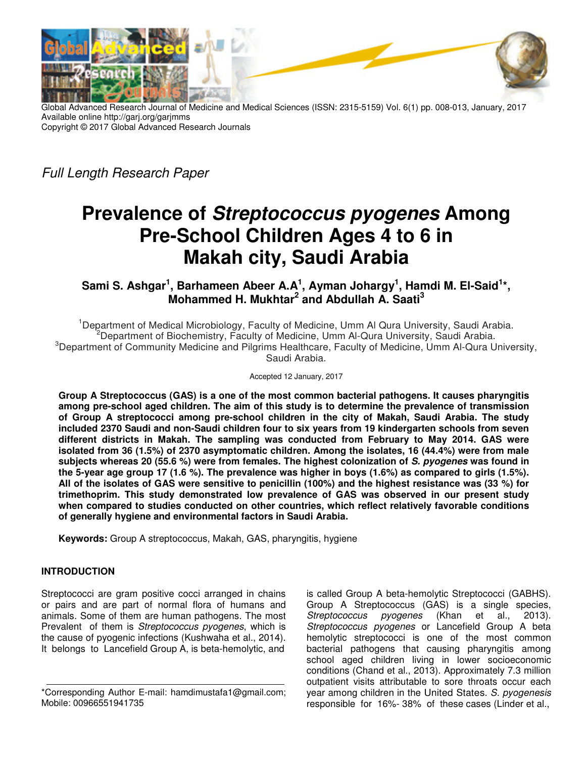Global Advanced Research Journal of Medicine and Medical Sciences (ISSN: 2315-5159) Vol. 6(1) pp. 008-013, January, 2017
Available online http://garj.org/garjmms
Copyright © 2017 Global Advanced Research Journals

*Full Length Research Paper*

# Prevalence of *Streptococcus pyogenes* Among Pre-School Children Ages 4 to 6 in Makah city, Saudi Arabia

**Sami S. Ashgar[1], Barhameen Abeer A.A[1], Ayman Johargy[1], Hamdi M. El-Said[1]*, Mohammed H. Mukhtar[2] and Abdullah A. Saati[3]**

[1]Department of Medical Microbiology, Faculty of Medicine, Umm Al Qura University, Saudi Arabia.
[2]Department of Biochemistry, Faculty of Medicine, Umm Al-Qura University, Saudi Arabia.
[3]Department of Community Medicine and Pilgrims Healthcare, Faculty of Medicine, Umm Al-Qura University, Saudi Arabia.

Accepted 12 January, 2017

**Group A Streptococcus (GAS) is a one of the most common bacterial pathogens. It causes pharyngitis among pre-school aged children. The aim of this study is to determine the prevalence of transmission of Group A streptococci among pre-school children in the city of Makah, Saudi Arabia. The study included 2370 Saudi and non-Saudi children four to six years from 19 kindergarten schools from seven different districts in Makah. The sampling was conducted from February to May 2014. GAS were isolated from 36 (1.5%) of 2370 asymptomatic children. Among the isolates, 16 (44.4%) were from male subjects whereas 20 (55.6 %) were from females. The highest colonization of *S. pyogenes* was found in the 5-year age group 17 (1.6 %). The prevalence was higher in boys (1.6%) as compared to girls (1.5%). All of the isolates of GAS were sensitive to penicillin (100%) and the highest resistance was (33 %) for trimethoprim. This study demonstrated low prevalence of GAS was observed in our present study when compared to studies conducted on other countries, which reflect relatively favorable conditions of generally hygiene and environmental factors in Saudi Arabia.**

**Keywords:** Group A streptococcus, Makah, GAS, pharyngitis, hygiene

## INTRODUCTION

Streptococci are gram positive cocci arranged in chains or pairs and are part of normal flora of humans and animals. Some of them are human pathogens. The most Prevalent of them is *Streptococcus pyogenes*, which is the cause of pyogenic infections (Kushwaha et al., 2014). It belongs to Lancefield Group A, is beta-hemolytic, and is called Group A beta-hemolytic Streptococci (GABHS). Group A Streptococcus (GAS) is a single species, *Streptococcus pyogenes* (Khan et al., 2013). *Streptococcus pyogenes* or Lancefield Group A beta hemolytic streptococci is one of the most common bacterial pathogens that causing pharyngitis among school aged children living in lower socioeconomic conditions (Chand et al., 2013). Approximately 7.3 million outpatient visits attributable to sore throats occur each year among children in the United States. *S. pyogenesis* responsible for 16%- 38% of these cases (Linder et al.,

*Corresponding Author E-mail: hamdimustafa1@gmail.com; Mobile: 00966551941735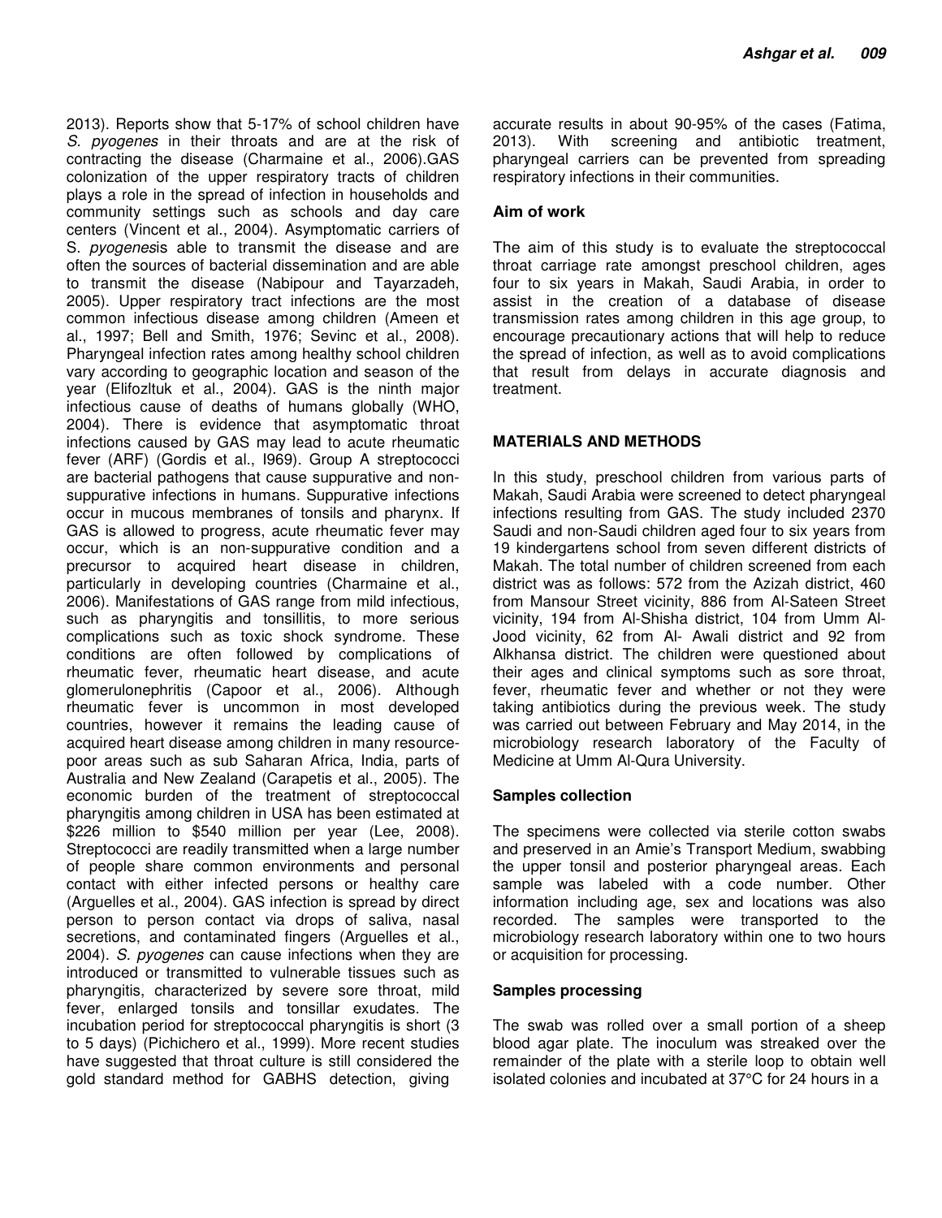2013). Reports show that 5-17% of school children have *S. pyogenes* in their throats and are at the risk of contracting the disease (Charmaine et al., 2006).GAS colonization of the upper respiratory tracts of children plays a role in the spread of infection in households and community settings such as schools and day care centers (Vincent et al., 2004). Asymptomatic carriers of S. *pyogenes*is able to transmit the disease and are often the sources of bacterial dissemination and are able to transmit the disease (Nabipour and Tayarzadeh, 2005). Upper respiratory tract infections are the most common infectious disease among children (Ameen et al., 1997; Bell and Smith, 1976; Sevinc et al., 2008). Pharyngeal infection rates among healthy school children vary according to geographic location and season of the year (Elifozltuk et al., 2004). GAS is the ninth major infectious cause of deaths of humans globally (WHO, 2004). There is evidence that asymptomatic throat infections caused by GAS may lead to acute rheumatic fever (ARF) (Gordis et al., I969). Group A streptococci are bacterial pathogens that cause suppurative and non-suppurative infections in humans. Suppurative infections occur in mucous membranes of tonsils and pharynx. If GAS is allowed to progress, acute rheumatic fever may occur, which is an non-suppurative condition and a precursor to acquired heart disease in children, particularly in developing countries (Charmaine et al., 2006). Manifestations of GAS range from mild infectious, such as pharyngitis and tonsillitis, to more serious complications such as toxic shock syndrome. These conditions are often followed by complications of rheumatic fever, rheumatic heart disease, and acute glomerulonephritis (Capoor et al., 2006). Although rheumatic fever is uncommon in most developed countries, however it remains the leading cause of acquired heart disease among children in many resource-poor areas such as sub Saharan Africa, India, parts of Australia and New Zealand (Carapetis et al., 2005). The economic burden of the treatment of streptococcal pharyngitis among children in USA has been estimated at $226 million to $540 million per year (Lee, 2008). Streptococci are readily transmitted when a large number of people share common environments and personal contact with either infected persons or healthy care (Arguelles et al., 2004). GAS infection is spread by direct person to person contact via drops of saliva, nasal secretions, and contaminated fingers (Arguelles et al., 2004). *S. pyogenes* can cause infections when they are introduced or transmitted to vulnerable tissues such as pharyngitis, characterized by severe sore throat, mild fever, enlarged tonsils and tonsillar exudates. The incubation period for streptococcal pharyngitis is short (3 to 5 days) (Pichichero et al., 1999). More recent studies have suggested that throat culture is still considered the gold standard method for GABHS detection, giving accurate results in about 90-95% of the cases (Fatima, 2013). With screening and antibiotic treatment, pharyngeal carriers can be prevented from spreading respiratory infections in their communities.

### Aim of work

The aim of this study is to evaluate the streptococcal throat carriage rate amongst preschool children, ages four to six years in Makah, Saudi Arabia, in order to assist in the creation of a database of disease transmission rates among children in this age group, to encourage precautionary actions that will help to reduce the spread of infection, as well as to avoid complications that result from delays in accurate diagnosis and treatment.

## MATERIALS AND METHODS

In this study, preschool children from various parts of Makah, Saudi Arabia were screened to detect pharyngeal infections resulting from GAS. The study included 2370 Saudi and non-Saudi children aged four to six years from 19 kindergartens school from seven different districts of Makah. The total number of children screened from each district was as follows: 572 from the Azizah district, 460 from Mansour Street vicinity, 886 from Al-Sateen Street vicinity, 194 from Al-Shisha district, 104 from Umm Al-Jood vicinity, 62 from Al- Awali district and 92 from Alkhansa district. The children were questioned about their ages and clinical symptoms such as sore throat, fever, rheumatic fever and whether or not they were taking antibiotics during the previous week. The study was carried out between February and May 2014, in the microbiology research laboratory of the Faculty of Medicine at Umm Al-Qura University.

### Samples collection

The specimens were collected via sterile cotton swabs and preserved in an Amie's Transport Medium, swabbing the upper tonsil and posterior pharyngeal areas. Each sample was labeled with a code number. Other information including age, sex and locations was also recorded. The samples were transported to the microbiology research laboratory within one to two hours or acquisition for processing.

### Samples processing

The swab was rolled over a small portion of a sheep blood agar plate. The inoculum was streaked over the remainder of the plate with a sterile loop to obtain well isolated colonies and incubated at 37°C for 24 hours in a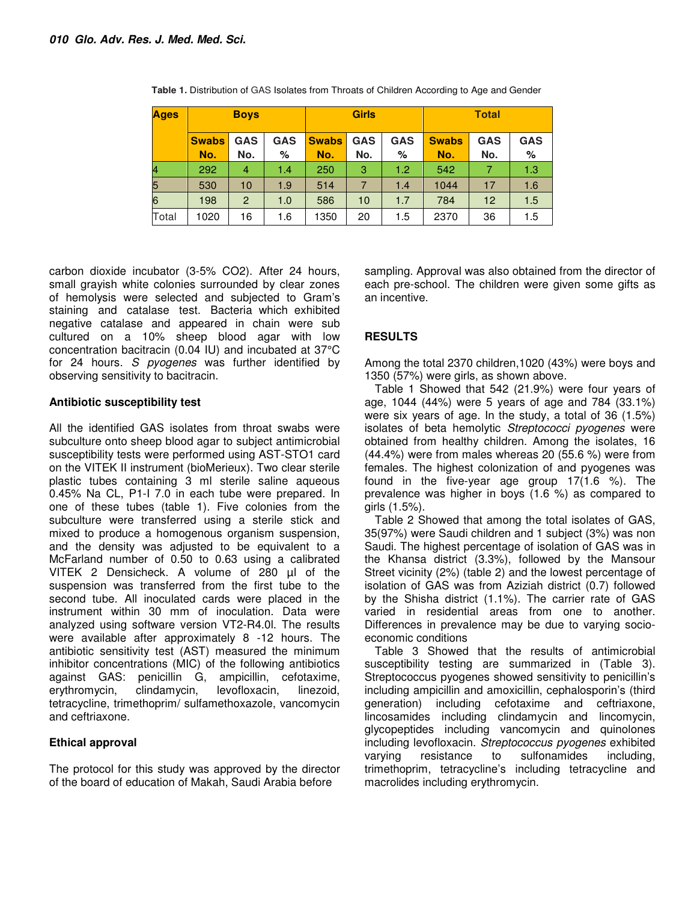**Table 1.** Distribution of GAS Isolates from Throats of Children According to Age and Gender

| Ages | Boys | | | Girls | | | Total | | |
|---|---|---|---|---|---|---|---|---|---|
| | Swabs No. | GAS No. | GAS % | Swabs No. | GAS No. | GAS % | Swabs No. | GAS No. | GAS % |
| 4 | 292 | 4 | 1.4 | 250 | 3 | 1.2 | 542 | 7 | 1.3 |
| 5 | 530 | 10 | 1.9 | 514 | 7 | 1.4 | 1044 | 17 | 1.6 |
| 6 | 198 | 2 | 1.0 | 586 | 10 | 1.7 | 784 | 12 | 1.5 |
| Total | 1020 | 16 | 1.6 | 1350 | 20 | 1.5 | 2370 | 36 | 1.5 |

carbon dioxide incubator (3-5% $CO_2$). After 24 hours, small grayish white colonies surrounded by clear zones of hemolysis were selected and subjected to Gram's staining and catalase test. Bacteria which exhibited negative catalase and appeared in chain were sub cultured on a 10% sheep blood agar with low concentration bacitracin (0.04 IU) and incubated at 37°C for 24 hours. *S pyogenes* was further identified by observing sensitivity to bacitracin.

### Antibiotic susceptibility test

All the identified GAS isolates from throat swabs were subculture onto sheep blood agar to subject antimicrobial susceptibility tests were performed using AST-STO1 card on the VITEK II instrument (bioMerieux). Two clear sterile plastic tubes containing 3 ml sterile saline aqueous 0.45% Na CL, P1-I 7.0 in each tube were prepared. In one of these tubes (table 1). Five colonies from the subculture were transferred using a sterile stick and mixed to produce a homogenous organism suspension, and the density was adjusted to be equivalent to a McFarland number of 0.50 to 0.63 using a calibrated VITEK 2 Densicheck. A volume of 280 µl of the suspension was transferred from the first tube to the second tube. All inoculated cards were placed in the instrument within 30 mm of inoculation. Data were analyzed using software version VT2-R4.0l. The results were available after approximately 8 -12 hours. The antibiotic sensitivity test (AST) measured the minimum inhibitor concentrations (MIC) of the following antibiotics against GAS: penicillin G, ampicillin, cefotaxime, erythromycin, clindamycin, levofloxacin, linezoid, tetracycline, trimethoprim/ sulfamethoxazole, vancomycin and ceftriaxone.

### Ethical approval

The protocol for this study was approved by the director of the board of education of Makah, Saudi Arabia before sampling. Approval was also obtained from the director of each pre-school. The children were given some gifts as an incentive.

## RESULTS

Among the total 2370 children,1020 (43%) were boys and 1350 (57%) were girls, as shown above.

Table 1 Showed that 542 (21.9%) were four years of age, 1044 (44%) were 5 years of age and 784 (33.1%) were six years of age. In the study, a total of 36 (1.5%) isolates of beta hemolytic *Streptococci pyogenes* were obtained from healthy children. Among the isolates, 16 (44.4%) were from males whereas 20 (55.6 %) were from females. The highest colonization of and pyogenes was found in the five-year age group 17(1.6 %). The prevalence was higher in boys (1.6 %) as compared to girls (1.5%).

Table 2 Showed that among the total isolates of GAS, 35(97%) were Saudi children and 1 subject (3%) was non Saudi. The highest percentage of isolation of GAS was in the Khansa district (3.3%), followed by the Mansour Street vicinity (2%) (table 2) and the lowest percentage of isolation of GAS was from Aziziah district (0.7) followed by the Shisha district (1.1%). The carrier rate of GAS varied in residential areas from one to another. Differences in prevalence may be due to varying socio-economic conditions

Table 3 Showed that the results of antimicrobial susceptibility testing are summarized in (Table 3). Streptococcus pyogenes showed sensitivity to penicillin's including ampicillin and amoxicillin, cephalosporin's (third generation) including cefotaxime and ceftriaxone, lincosamides including clindamycin and lincomycin, glycopeptides including vancomycin and quinolones including levofloxacin. *Streptococcus pyogenes* exhibited varying resistance to sulfonamides including, trimethoprim, tetracycline's including tetracycline and macrolides including erythromycin.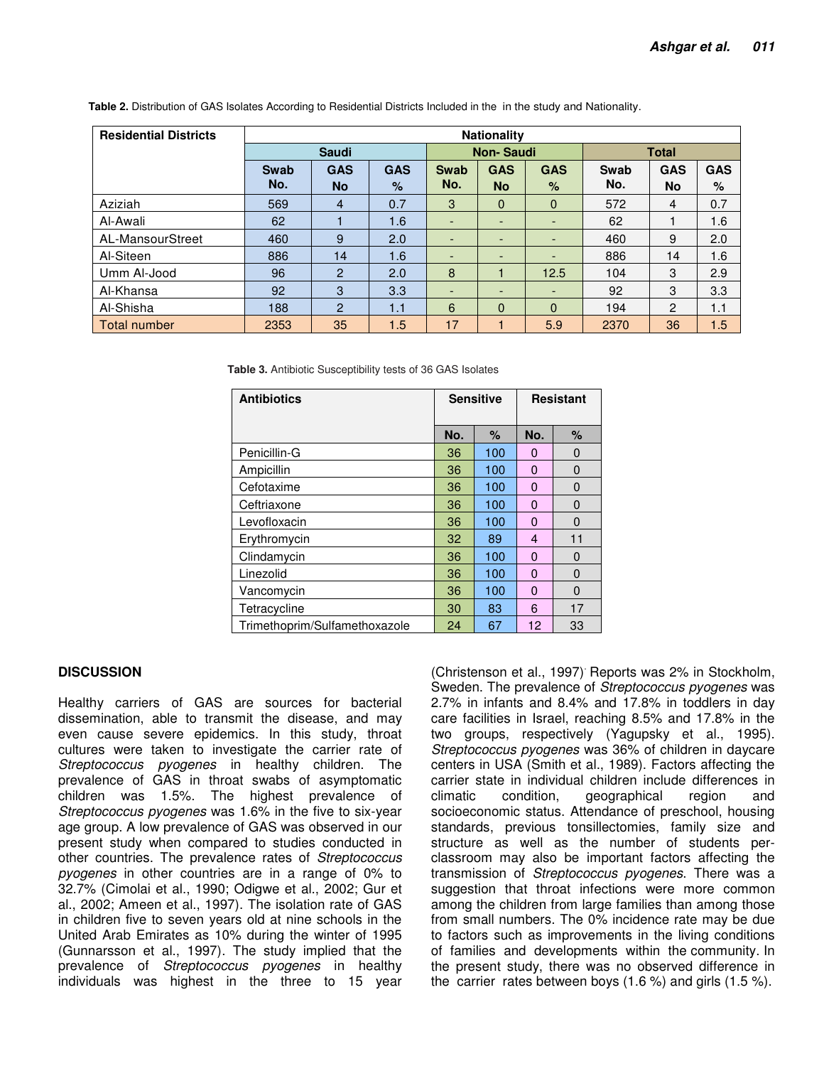**Table 2.** Distribution of GAS Isolates According to Residential Districts Included in the in the study and Nationality.

| Residential Districts | Nationality | | | | | | | | |
|---|---|---|---|---|---|---|---|---|---|
| | Saudi | | | Non- Saudi | | | Total | | |
| | Swab No. | GAS No | GAS % | Swab No. | GAS No | GAS % | Swab No. | GAS No | GAS % |
| Aziziah | 569 | 4 | 0.7 | 3 | 0 | 0 | 572 | 4 | 0.7 |
| Al-Awali | 62 | 1 | 1.6 | - | - | - | 62 | 1 | 1.6 |
| AL-MansourStreet | 460 | 9 | 2.0 | - | - | - | 460 | 9 | 2.0 |
| Al-Siteen | 886 | 14 | 1.6 | - | - | - | 886 | 14 | 1.6 |
| Umm Al-Jood | 96 | 2 | 2.0 | 8 | 1 | 12.5 | 104 | 3 | 2.9 |
| Al-Khansa | 92 | 3 | 3.3 | - | - | - | 92 | 3 | 3.3 |
| Al-Shisha | 188 | 2 | 1.1 | 6 | 0 | 0 | 194 | 2 | 1.1 |
| Total number | 2353 | 35 | 1.5 | 17 | 1 | 5.9 | 2370 | 36 | 1.5 |

**Table 3.** Antibiotic Susceptibility tests of 36 GAS Isolates

| Antibiotics | Sensitive | | Resistant | |
|---|---|---|---|---|
| | No. | % | No. | % |
| Penicillin-G | 36 | 100 | 0 | 0 |
| Ampicillin | 36 | 100 | 0 | 0 |
| Cefotaxime | 36 | 100 | 0 | 0 |
| Ceftriaxone | 36 | 100 | 0 | 0 |
| Levofloxacin | 36 | 100 | 0 | 0 |
| Erythromycin | 32 | 89 | 4 | 11 |
| Clindamycin | 36 | 100 | 0 | 0 |
| Linezolid | 36 | 100 | 0 | 0 |
| Vancomycin | 36 | 100 | 0 | 0 |
| Tetracycline | 30 | 83 | 6 | 17 |
| Trimethoprim/Sulfamethoxazole | 24 | 67 | 12 | 33 |

## DISCUSSION

Healthy carriers of GAS are sources for bacterial dissemination, able to transmit the disease, and may even cause severe epidemics. In this study, throat cultures were taken to investigate the carrier rate of *Streptococcus pyogenes* in healthy children. The prevalence of GAS in throat swabs of asymptomatic children was 1.5%. The highest prevalence of *Streptococcus pyogenes* was 1.6% in the five to six-year age group. A low prevalence of GAS was observed in our present study when compared to studies conducted in other countries. The prevalence rates of *Streptococcus pyogenes* in other countries are in a range of 0% to 32.7% (Cimolai et al., 1990; Odigwe et al., 2002; Gur et al., 2002; Ameen et al., 1997). The isolation rate of GAS in children five to seven years old at nine schools in the United Arab Emirates as 10% during the winter of 1995 (Gunnarsson et al., 1997). The study implied that the prevalence of *Streptococcus pyogenes* in healthy individuals was highest in the three to 15 year (Christenson et al., 1997). Reports was 2% in Stockholm, Sweden. The prevalence of *Streptococcus pyogenes* was 2.7% in infants and 8.4% and 17.8% in toddlers in day care facilities in Israel, reaching 8.5% and 17.8% in the two groups, respectively (Yagupsky et al., 1995). *Streptococcus pyogenes* was 36% of children in daycare centers in USA (Smith et al., 1989). Factors affecting the carrier state in individual children include differences in climatic condition, geographical region and socioeconomic status. Attendance of preschool, housing standards, previous tonsillectomies, family size and structure as well as the number of students per-classroom may also be important factors affecting the transmission of *Streptococcus pyogenes*. There was a suggestion that throat infections were more common among the children from large families than among those from small numbers. The 0% incidence rate may be due to factors such as improvements in the living conditions of families and developments within the community. In the present study, there was no observed difference in the carrier rates between boys (1.6 %) and girls (1.5 %).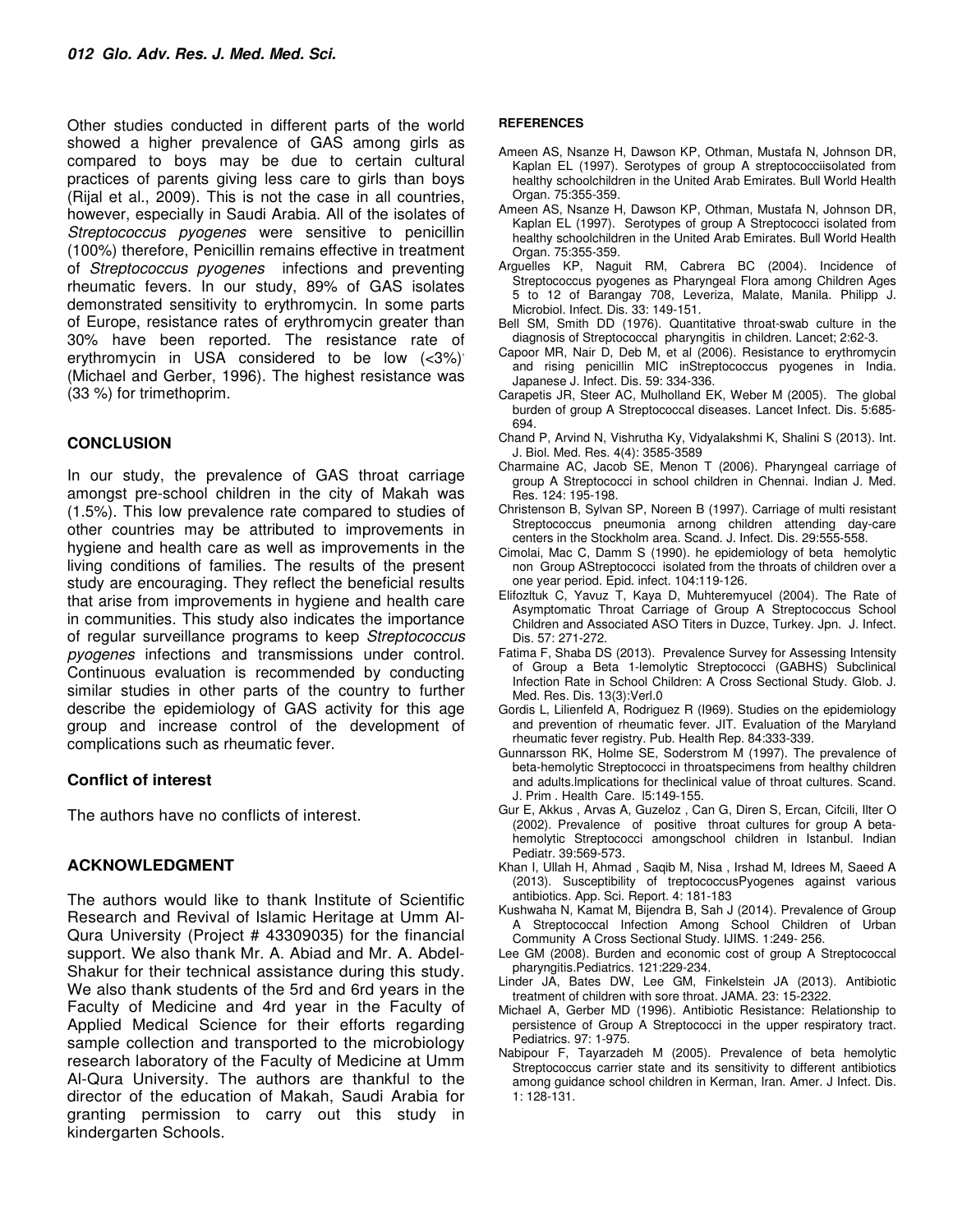Other studies conducted in different parts of the world showed a higher prevalence of GAS among girls as compared to boys may be due to certain cultural practices of parents giving less care to girls than boys (Rijal et al., 2009). This is not the case in all countries, however, especially in Saudi Arabia. All of the isolates of *Streptococcus pyogenes* were sensitive to penicillin (100%) therefore, Penicillin remains effective in treatment of *Streptococcus pyogenes* infections and preventing rheumatic fevers. In our study, 89% of GAS isolates demonstrated sensitivity to erythromycin. In some parts of Europe, resistance rates of erythromycin greater than 30% have been reported. The resistance rate of erythromycin in USA considered to be low (<3%) (Michael and Gerber, 1996). The highest resistance was (33 %) for trimethoprim.

## CONCLUSION

In our study, the prevalence of GAS throat carriage amongst pre-school children in the city of Makah was (1.5%). This low prevalence rate compared to studies of other countries may be attributed to improvements in hygiene and health care as well as improvements in the living conditions of families. The results of the present study are encouraging. They reflect the beneficial results that arise from improvements in hygiene and health care in communities. This study also indicates the importance of regular surveillance programs to keep *Streptococcus pyogenes* infections and transmissions under control. Continuous evaluation is recommended by conducting similar studies in other parts of the country to further describe the epidemiology of GAS activity for this age group and increase control of the development of complications such as rheumatic fever.

## Conflict of interest

The authors have no conflicts of interest.

## ACKNOWLEDGMENT

The authors would like to thank Institute of Scientific Research and Revival of Islamic Heritage at Umm Al-Qura University (Project # 43309035) for the financial support. We also thank Mr. A. Abiad and Mr. A. Abdel-Shakur for their technical assistance during this study. We also thank students of the 5rd and 6rd years in the Faculty of Medicine and 4rd year in the Faculty of Applied Medical Science for their efforts regarding sample collection and transported to the microbiology research laboratory of the Faculty of Medicine at Umm Al-Qura University. The authors are thankful to the director of the education of Makah, Saudi Arabia for granting permission to carry out this study in kindergarten Schools.

## REFERENCES

Ameen AS, Nsanze H, Dawson KP, Othman, Mustafa N, Johnson DR, Kaplan EL (1997). Serotypes of group A streptococciisolated from healthy schoolchildren in the United Arab Emirates. Bull World Health Organ. 75:355-359.

Ameen AS, Nsanze H, Dawson KP, Othman, Mustafa N, Johnson DR, Kaplan EL (1997). Serotypes of group A Streptococci isolated from healthy schoolchildren in the United Arab Emirates. Bull World Health Organ. 75:355-359.

Arguelles KP, Naguit RM, Cabrera BC (2004). Incidence of Streptococcus pyogenes as Pharyngeal Flora among Children Ages 5 to 12 of Barangay 708, Leveriza, Malate, Manila. Philipp J. Microbiol. Infect. Dis. 33: 149-151.

Bell SM, Smith DD (1976). Quantitative throat-swab culture in the diagnosis of Streptococcal pharyngitis in children. Lancet; 2:62-3.

Capoor MR, Nair D, Deb M, et al (2006). Resistance to erythromycin and rising penicillin MIC inStreptococcus pyogenes in India. Japanese J. Infect. Dis. 59: 334-336.

Carapetis JR, Steer AC, Mulholland EK, Weber M (2005). The global burden of group A Streptococcal diseases. Lancet Infect. Dis. 5:685-694.

Chand P, Arvind N, Vishrutha Ky, Vidyalakshmi K, Shalini S (2013). Int. J. Biol. Med. Res. 4(4): 3585-3589

Charmaine AC, Jacob SE, Menon T (2006). Pharyngeal carriage of group A Streptococci in school children in Chennai. Indian J. Med. Res. 124: 195-198.

Christenson B, Sylvan SP, Noreen B (1997). Carriage of multi resistant Streptococcus pneumonia arnong children attending day-care centers in the Stockholm area. Scand. J. Infect. Dis. 29:555-558.

Cimolai, Mac C, Damm S (1990). he epidemiology of beta hemolytic non Group AStreptococci isolated from the throats of children over a one year period. Epid. infect. 104:119-126.

Elifozltuk C, Yavuz T, Kaya D, Muhteremyucel (2004). The Rate of Asymptomatic Throat Carriage of Group A Streptococcus School Children and Associated ASO Titers in Duzce, Turkey. Jpn. J. Infect. Dis. 57: 271-272.

Fatima F, Shaba DS (2013). Prevalence Survey for Assessing Intensity of Group a Beta 1-lemolytic Streptococci (GABHS) Subclinical Infection Rate in School Children: A Cross Sectional Study. Glob. J. Med. Res. Dis. 13(3):Verl.0

Gordis L, Lilienfeld A, Rodriguez R (I969). Studies on the epidemiology and prevention of rheumatic fever. JIT. Evaluation of the Maryland rheumatic fever registry. Pub. Health Rep. 84:333-339.

Gunnarsson RK, Holme SE, Soderstrom M (1997). The prevalence of beta-hemolytic Streptococci in throatspecimens from healthy children and adults.Implications for theclinical value of throat cultures. Scand. J. Prim . Health Care. I5:149-155.

Gur E, Akkus , Arvas A, Guzeloz , Can G, Diren S, Ercan, Cifcili, Ilter O (2002). Prevalence of positive throat cultures for group A beta-hemolytic Streptococci amongschool children in Istanbul. Indian Pediatr. 39:569-573.

Khan I, Ullah H, Ahmad , Saqib M, Nisa , Irshad M, Idrees M, Saeed A (2013). Susceptibility of treptococcusPyogenes against various antibiotics. App. Sci. Report. 4: 181-183

Kushwaha N, Kamat M, Bijendra B, Sah J (2014). Prevalence of Group A Streptococcal Infection Among School Children of Urban Community A Cross Sectional Study. IJIMS. 1:249- 256.

Lee GM (2008). Burden and economic cost of group A Streptococcal pharyngitis.Pediatrics. 121:229-234.

Linder JA, Bates DW, Lee GM, Finkelstein JA (2013). Antibiotic treatment of children with sore throat. JAMA. 23: 15-2322.

Michael A, Gerber MD (1996). Antibiotic Resistance: Relationship to persistence of Group A Streptococci in the upper respiratory tract. Pediatrics. 97: 1-975.

Nabipour F, Tayarzadeh M (2005). Prevalence of beta hemolytic Streptococcus carrier state and its sensitivity to different antibiotics among guidance school children in Kerman, Iran. Amer. J Infect. Dis. 1: 128-131.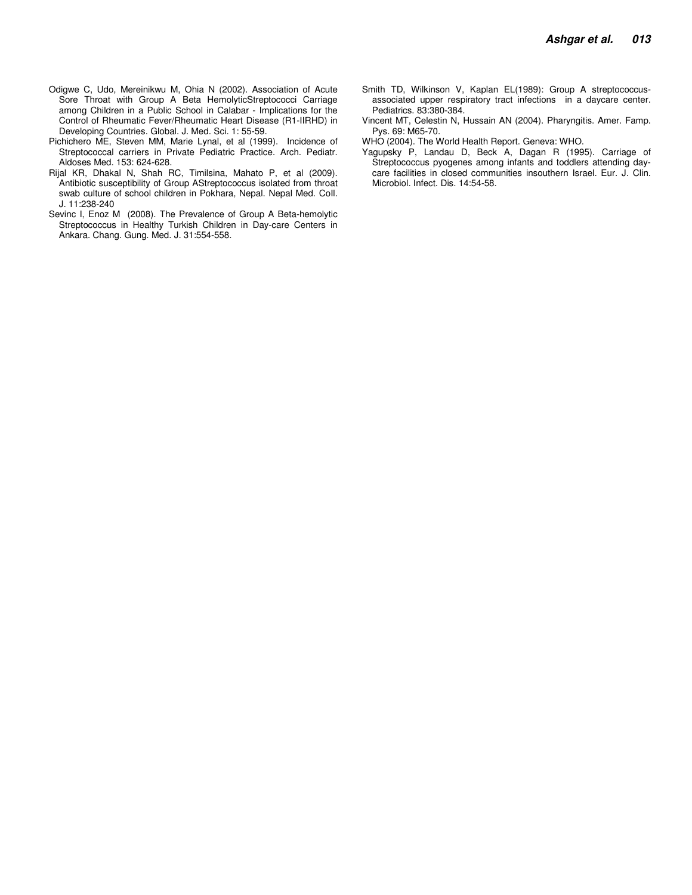Odigwe C, Udo, Mereinikwu M, Ohia N (2002). Association of Acute Sore Throat with Group A Beta HemolyticStreptococci Carriage among Children in a Public School in Calabar - Implications for the Control of Rheumatic Fever/Rheumatic Heart Disease (R1-IIRHD) in Developing Countries. Global. J. Med. Sci. 1: 55-59.

Pichichero ME, Steven MM, Marie Lynal, et al (1999). Incidence of Streptococcal carriers in Private Pediatric Practice. Arch. Pediatr. Aldoses Med. 153: 624-628.

Rijal KR, Dhakal N, Shah RC, Timilsina, Mahato P, et al (2009). Antibiotic susceptibility of Group AStreptococcus isolated from throat swab culture of school children in Pokhara, Nepal. Nepal Med. Coll. J. 11:238-240

Sevinc I, Enoz M (2008). The Prevalence of Group A Beta-hemolytic Streptococcus in Healthy Turkish Children in Day-care Centers in Ankara. Chang. Gung. Med. J. 31:554-558.

Smith TD, Wilkinson V, Kaplan EL(1989): Group A streptococcus-associated upper respiratory tract infections in a daycare center. Pediatrics. 83:380-384.

Vincent MT, Celestin N, Hussain AN (2004). Pharyngitis. Amer. Famp. Pys. 69: M65-70.

WHO (2004). The World Health Report. Geneva: WHO.

Yagupsky P, Landau D, Beck A, Dagan R (1995). Carriage of Streptococcus pyogenes among infants and toddlers attending day-care facilities in closed communities insouthern Israel. Eur. J. Clin. Microbiol. Infect. Dis. 14:54-58.